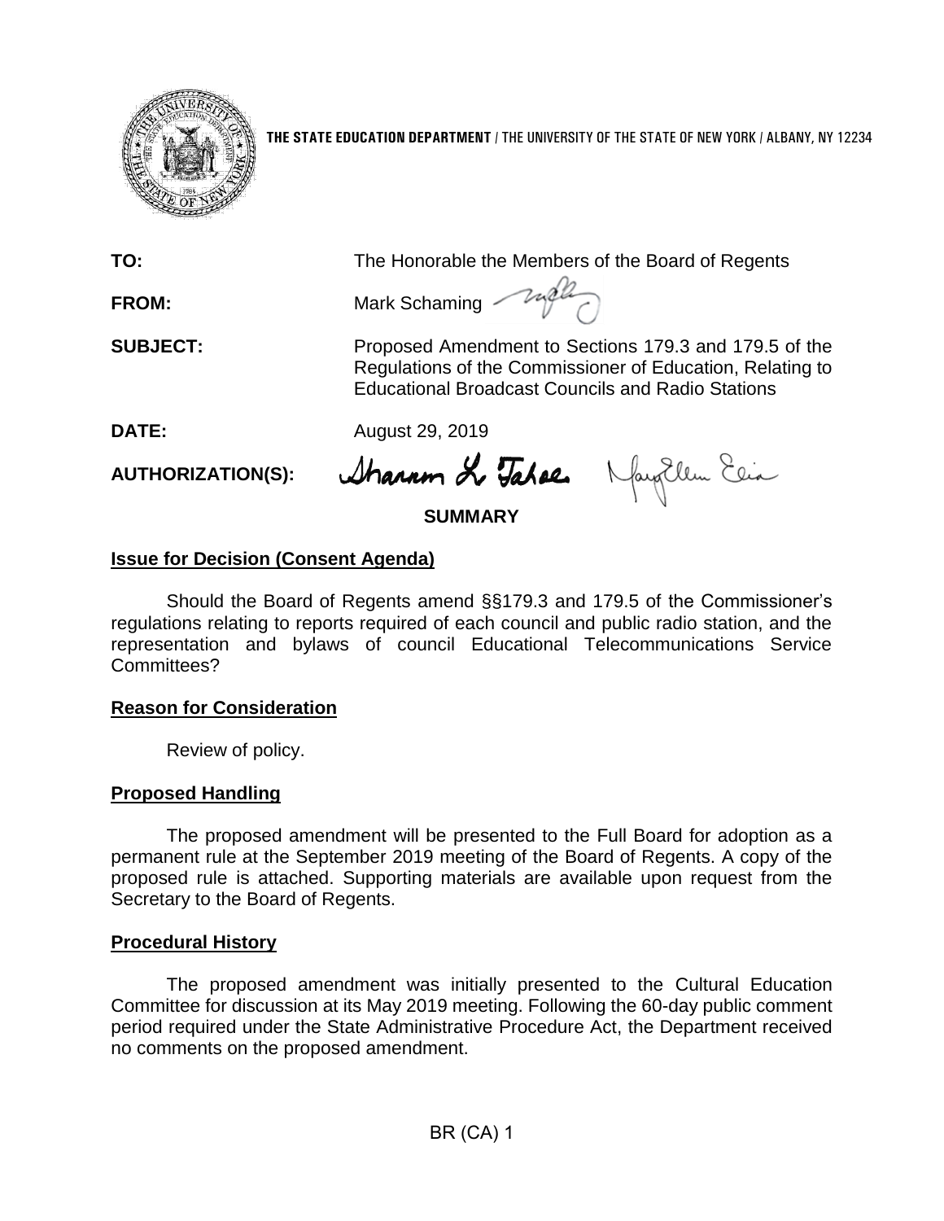**THE STATE EDUCATION DEPARTMENT** / THE UNIVERSITY OF THE STATE OF NEW YORK / ALBANY, NY 12234

| | |
|---|---|
| **TO:** | The Honorable the Members of the Board of Regents |
| **FROM:** | Mark Schaming |
| **SUBJECT:** | Proposed Amendment to Sections 179.3 and 179.5 of the Regulations of the Commissioner of Education, Relating to Educational Broadcast Councils and Radio Stations |
| **DATE:** | August 29, 2019 |
| **AUTHORIZATION(S):** | |

## SUMMARY

### Issue for Decision (Consent Agenda)

Should the Board of Regents amend §§179.3 and 179.5 of the Commissioner's regulations relating to reports required of each council and public radio station, and the representation and bylaws of council Educational Telecommunications Service Committees?

### Reason for Consideration

Review of policy.

### Proposed Handling

The proposed amendment will be presented to the Full Board for adoption as a permanent rule at the September 2019 meeting of the Board of Regents. A copy of the proposed rule is attached. Supporting materials are available upon request from the Secretary to the Board of Regents.

### Procedural History

The proposed amendment was initially presented to the Cultural Education Committee for discussion at its May 2019 meeting. Following the 60-day public comment period required under the State Administrative Procedure Act, the Department received no comments on the proposed amendment.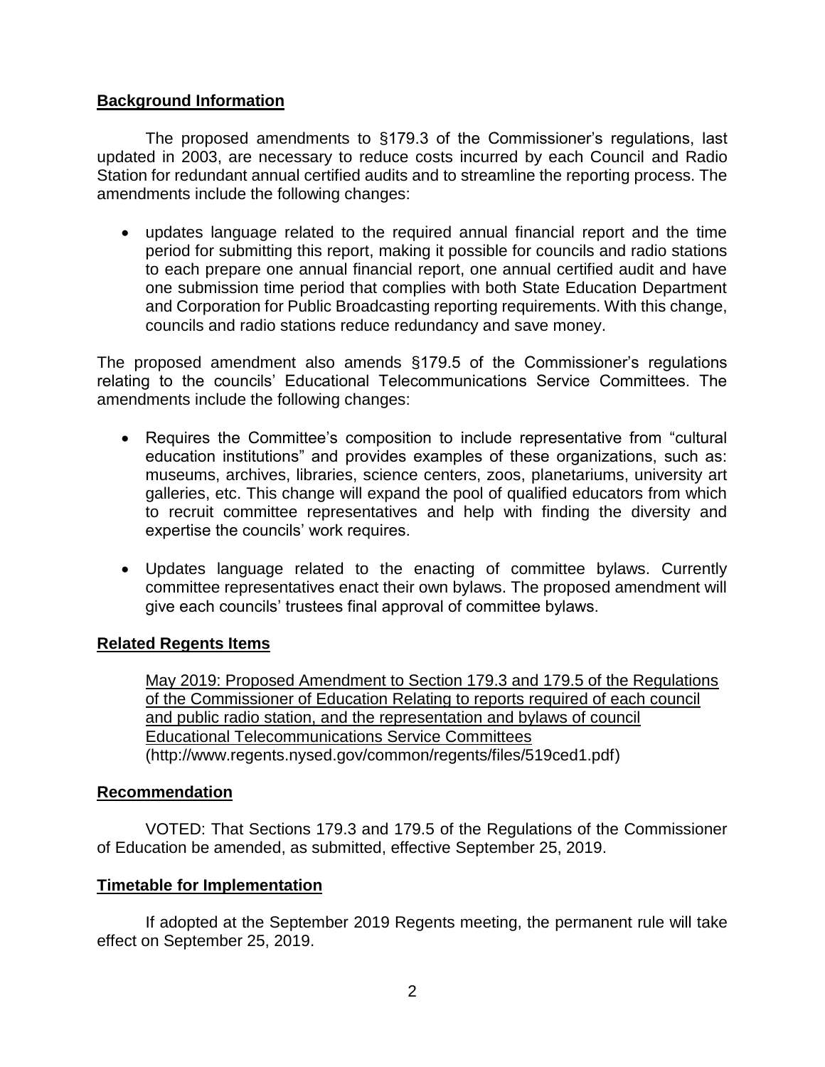## Background Information

The proposed amendments to §179.3 of the Commissioner's regulations, last updated in 2003, are necessary to reduce costs incurred by each Council and Radio Station for redundant annual certified audits and to streamline the reporting process. The amendments include the following changes:

- updates language related to the required annual financial report and the time period for submitting this report, making it possible for councils and radio stations to each prepare one annual financial report, one annual certified audit and have one submission time period that complies with both State Education Department and Corporation for Public Broadcasting reporting requirements. With this change, councils and radio stations reduce redundancy and save money.

The proposed amendment also amends §179.5 of the Commissioner's regulations relating to the councils' Educational Telecommunications Service Committees. The amendments include the following changes:

- Requires the Committee's composition to include representative from "cultural education institutions" and provides examples of these organizations, such as: museums, archives, libraries, science centers, zoos, planetariums, university art galleries, etc. This change will expand the pool of qualified educators from which to recruit committee representatives and help with finding the diversity and expertise the councils' work requires.

- Updates language related to the enacting of committee bylaws. Currently committee representatives enact their own bylaws. The proposed amendment will give each councils' trustees final approval of committee bylaws.

## Related Regents Items

May 2019: Proposed Amendment to Section 179.3 and 179.5 of the Regulations of the Commissioner of Education Relating to reports required of each council and public radio station, and the representation and bylaws of council Educational Telecommunications Service Committees (http://www.regents.nysed.gov/common/regents/files/519ced1.pdf)

## Recommendation

VOTED: That Sections 179.3 and 179.5 of the Regulations of the Commissioner of Education be amended, as submitted, effective September 25, 2019.

## Timetable for Implementation

If adopted at the September 2019 Regents meeting, the permanent rule will take effect on September 25, 2019.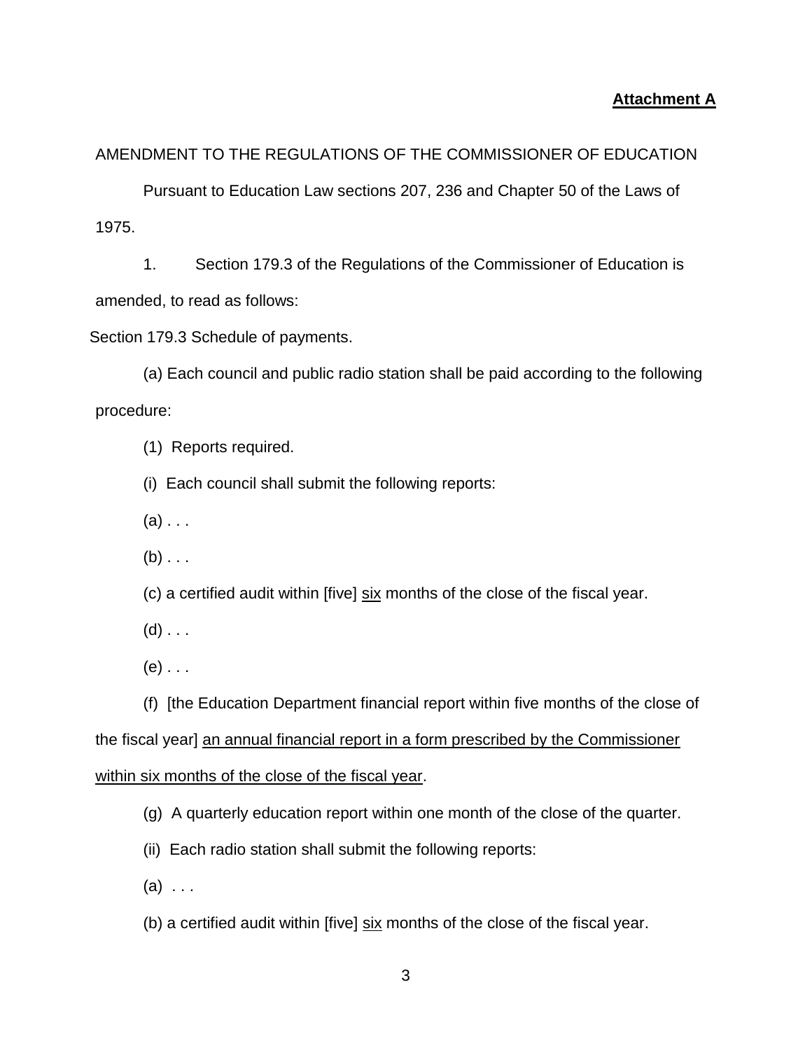**Attachment A**

AMENDMENT TO THE REGULATIONS OF THE COMMISSIONER OF EDUCATION

Pursuant to Education Law sections 207, 236 and Chapter 50 of the Laws of 1975.

1. Section 179.3 of the Regulations of the Commissioner of Education is amended, to read as follows:

Section 179.3 Schedule of payments.

(a) Each council and public radio station shall be paid according to the following procedure:

(1) Reports required.

(i) Each council shall submit the following reports:

(a) . . .

(b) . . .

(c) a certified audit within [five] <u>six</u> months of the close of the fiscal year.

(d) . . .

(e) . . .

(f) [the Education Department financial report within five months of the close of the fiscal year] <u>an annual financial report in a form prescribed by the Commissioner within six months of the close of the fiscal year</u>.

(g) A quarterly education report within one month of the close of the quarter.

(ii) Each radio station shall submit the following reports:

(a) . . .

(b) a certified audit within [five] <u>six</u> months of the close of the fiscal year.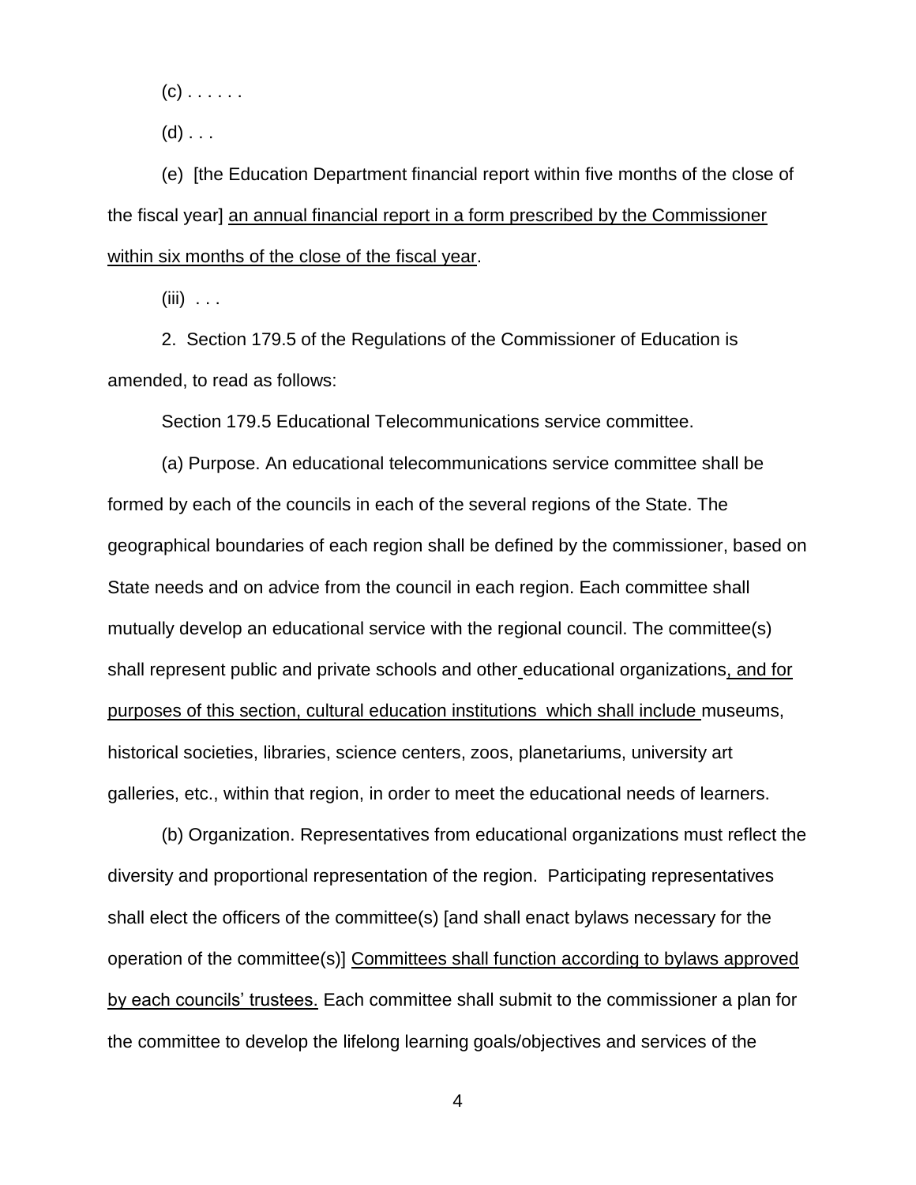(c) . . . . . .

(d) . . .

(e) [the Education Department financial report within five months of the close of the fiscal year] <u>an annual financial report in a form prescribed by the Commissioner within six months of the close of the fiscal year</u>.

(iii) . . .

2. Section 179.5 of the Regulations of the Commissioner of Education is amended, to read as follows:

Section 179.5 Educational Telecommunications service committee.

(a) Purpose. An educational telecommunications service committee shall be formed by each of the councils in each of the several regions of the State. The geographical boundaries of each region shall be defined by the commissioner, based on State needs and on advice from the council in each region. Each committee shall mutually develop an educational service with the regional council. The committee(s) shall represent public and private schools and other educational organizations<u>, and for purposes of this section, cultural education institutions which shall include</u> museums, historical societies, libraries, science centers, zoos, planetariums, university art galleries, etc., within that region, in order to meet the educational needs of learners.

(b) Organization. Representatives from educational organizations must reflect the diversity and proportional representation of the region. Participating representatives shall elect the officers of the committee(s) [and shall enact bylaws necessary for the operation of the committee(s)] <u>Committees shall function according to bylaws approved by each councils' trustees.</u> Each committee shall submit to the commissioner a plan for the committee to develop the lifelong learning goals/objectives and services of the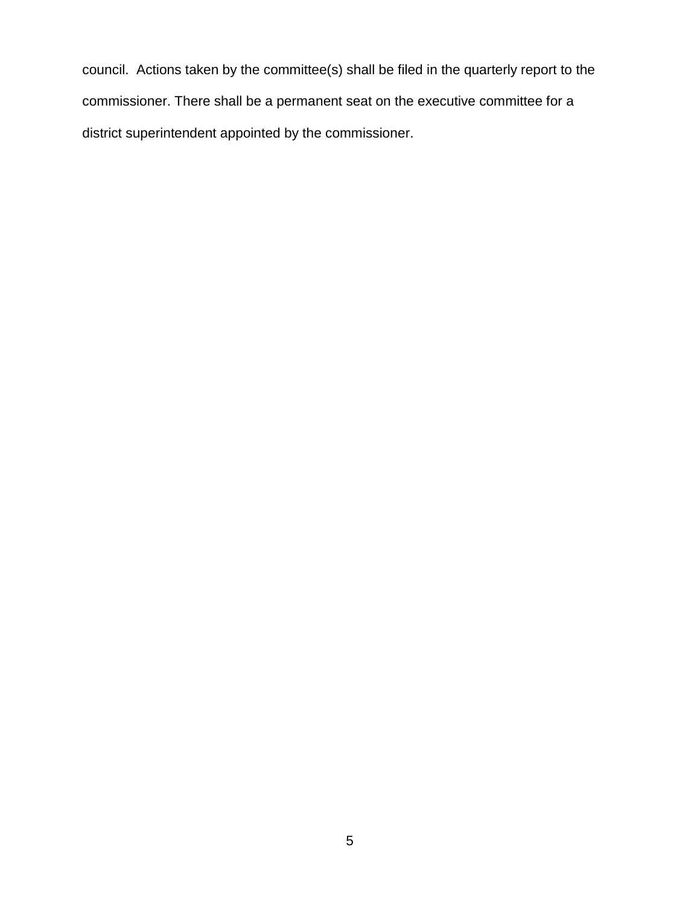council. Actions taken by the committee(s) shall be filed in the quarterly report to the commissioner. There shall be a permanent seat on the executive committee for a district superintendent appointed by the commissioner.